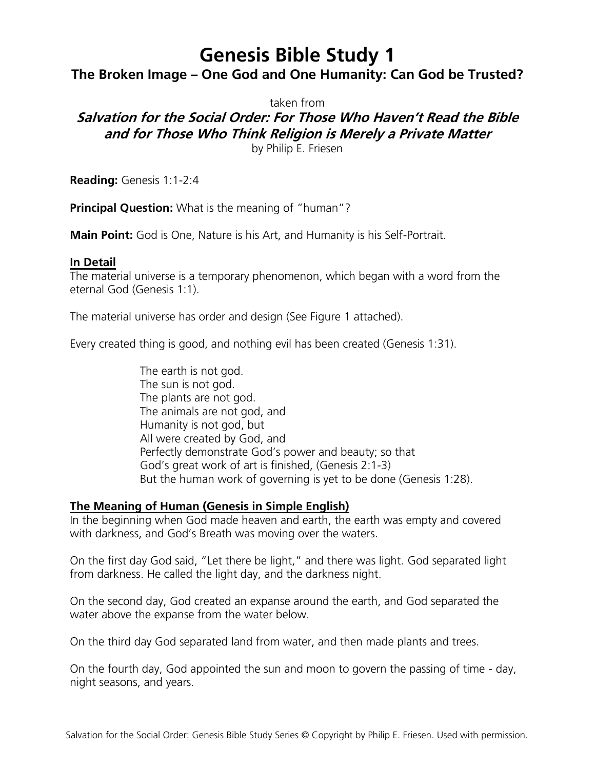# Genesis Bible Study 1

## The Broken Image – One God and One Humanity: Can God be Trusted?

taken from

***Salvation for the Social Order: For Those Who Haven't Read the Bible and for Those Who Think Religion is Merely a Private Matter***

by Philip E. Friesen

**Reading:** Genesis 1:1-2:4

**Principal Question:** What is the meaning of "human"?

**Main Point:** God is One, Nature is his Art, and Humanity is his Self-Portrait.

### In Detail

The material universe is a temporary phenomenon, which began with a word from the eternal God (Genesis 1:1).

The material universe has order and design (See Figure 1 attached).

Every created thing is good, and nothing evil has been created (Genesis 1:31).

> The earth is not god.
> The sun is not god.
> The plants are not god.
> The animals are not god, and
> Humanity is not god, but
> All were created by God, and
> Perfectly demonstrate God's power and beauty; so that
> God's great work of art is finished, (Genesis 2:1-3)
> But the human work of governing is yet to be done (Genesis 1:28).

### The Meaning of Human (Genesis in Simple English)

In the beginning when God made heaven and earth, the earth was empty and covered with darkness, and God's Breath was moving over the waters.

On the first day God said, "Let there be light," and there was light. God separated light from darkness. He called the light day, and the darkness night.

On the second day, God created an expanse around the earth, and God separated the water above the expanse from the water below.

On the third day God separated land from water, and then made plants and trees.

On the fourth day, God appointed the sun and moon to govern the passing of time - day, night seasons, and years.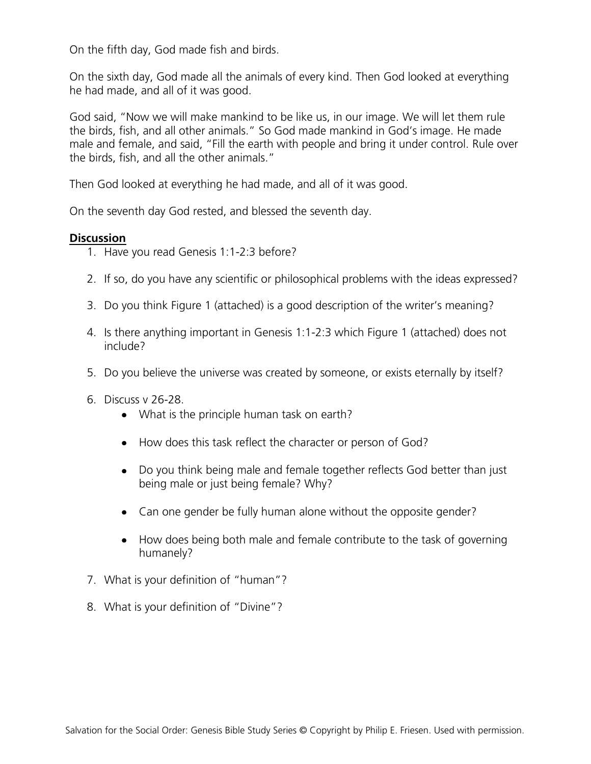On the fifth day, God made fish and birds.

On the sixth day, God made all the animals of every kind. Then God looked at everything he had made, and all of it was good.

God said, "Now we will make mankind to be like us, in our image. We will let them rule the birds, fish, and all other animals." So God made mankind in God's image. He made male and female, and said, "Fill the earth with people and bring it under control. Rule over the birds, fish, and all the other animals."

Then God looked at everything he had made, and all of it was good.

On the seventh day God rested, and blessed the seventh day.

**Discussion**

1. Have you read Genesis 1:1-2:3 before?
2. If so, do you have any scientific or philosophical problems with the ideas expressed?
3. Do you think Figure 1 (attached) is a good description of the writer's meaning?
4. Is there anything important in Genesis 1:1-2:3 which Figure 1 (attached) does not include?
5. Do you believe the universe was created by someone, or exists eternally by itself?
6. Discuss v 26-28.
   - What is the principle human task on earth?
   - How does this task reflect the character or person of God?
   - Do you think being male and female together reflects God better than just being male or just being female? Why?
   - Can one gender be fully human alone without the opposite gender?
   - How does being both male and female contribute to the task of governing humanely?
7. What is your definition of "human"?
8. What is your definition of "Divine"?

Salvation for the Social Order: Genesis Bible Study Series © Copyright by Philip E. Friesen. Used with permission.